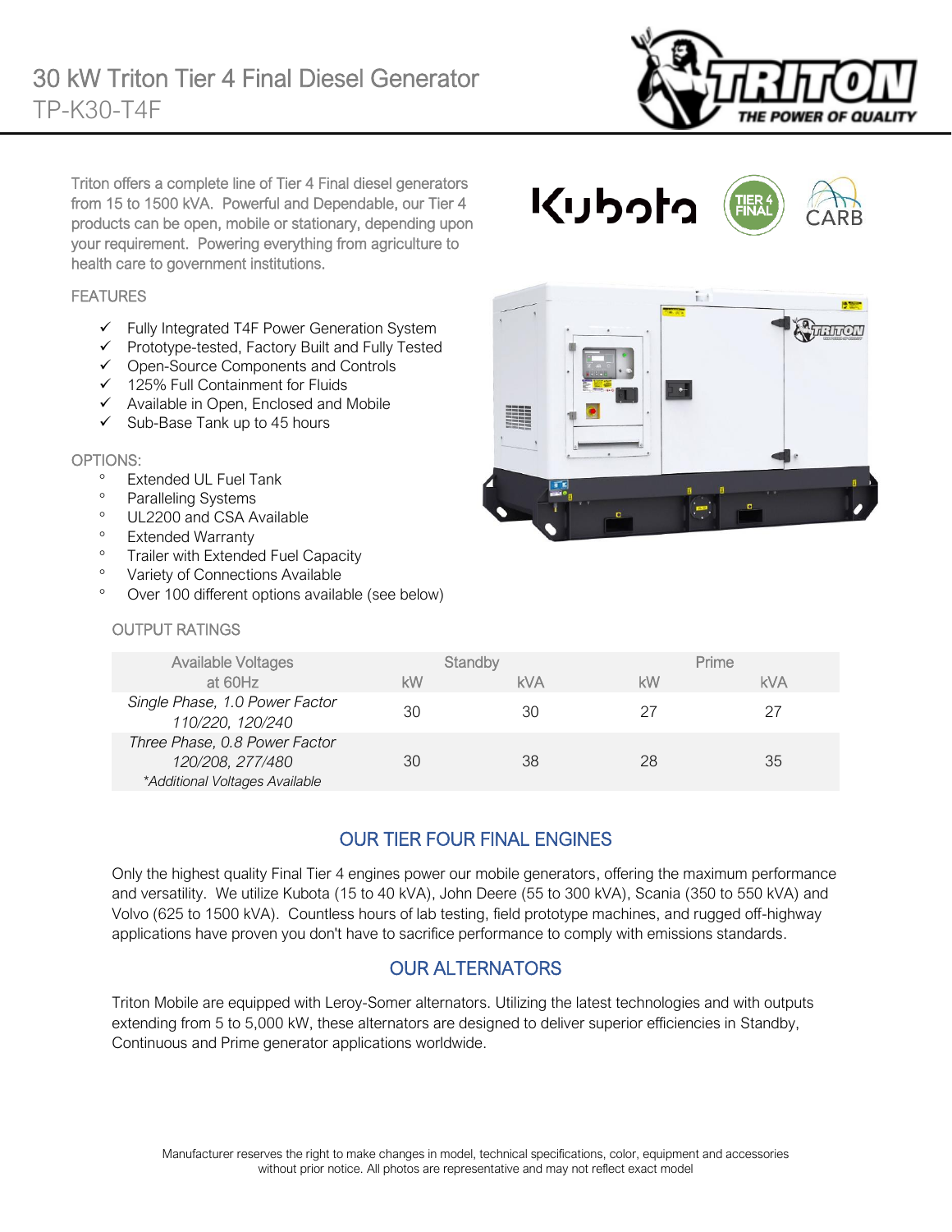# 30 kW Triton Tier 4 Final Diesel Generator

TP-K30-T4F

Triton offers a complete line of Tier 4 Final diesel generators from 15 to 1500 kVA. Powerful and Dependable, our Tier 4 products can be open, mobile or stationary, depending upon your requirement. Powering everything from agriculture to health care to government institutions.

## FEATURES

- ✓ Fully Integrated T4F Power Generation System
- ✓ Prototype-tested, Factory Built and Fully Tested
- ✓ Open-Source Components and Controls
- ✓ 125% Full Containment for Fluids
- ✓ Available in Open, Enclosed and Mobile
- ✓ Sub-Base Tank up to 45 hours

## OPTIONS:

- Extended UL Fuel Tank
- Paralleling Systems
- UL2200 and CSA Available
- Extended Warranty
- Trailer with Extended Fuel Capacity
- Variety of Connections Available
- Over 100 different options available (see below)

## OUTPUT RATINGS

| Available Voltages at 60Hz | Standby | | Prime | |
|---|---|---|---|---|
| | kW | kVA | kW | kVA |
| *Single Phase, 1.0 Power Factor 110/220, 120/240* | 30 | 30 | 27 | 27 |
| *Three Phase, 0.8 Power Factor 120/208, 277/480* *\*Additional Voltages Available* | 30 | 38 | 28 | 35 |

## OUR TIER FOUR FINAL ENGINES

Only the highest quality Final Tier 4 engines power our mobile generators, offering the maximum performance and versatility. We utilize Kubota (15 to 40 kVA), John Deere (55 to 300 kVA), Scania (350 to 550 kVA) and Volvo (625 to 1500 kVA). Countless hours of lab testing, field prototype machines, and rugged off-highway applications have proven you don't have to sacrifice performance to comply with emissions standards.

## OUR ALTERNATORS

Triton Mobile are equipped with Leroy-Somer alternators. Utilizing the latest technologies and with outputs extending from 5 to 5,000 kW, these alternators are designed to deliver superior efficiencies in Standby, Continuous and Prime generator applications worldwide.

Manufacturer reserves the right to make changes in model, technical specifications, color, equipment and accessories without prior notice. All photos are representative and may not reflect exact model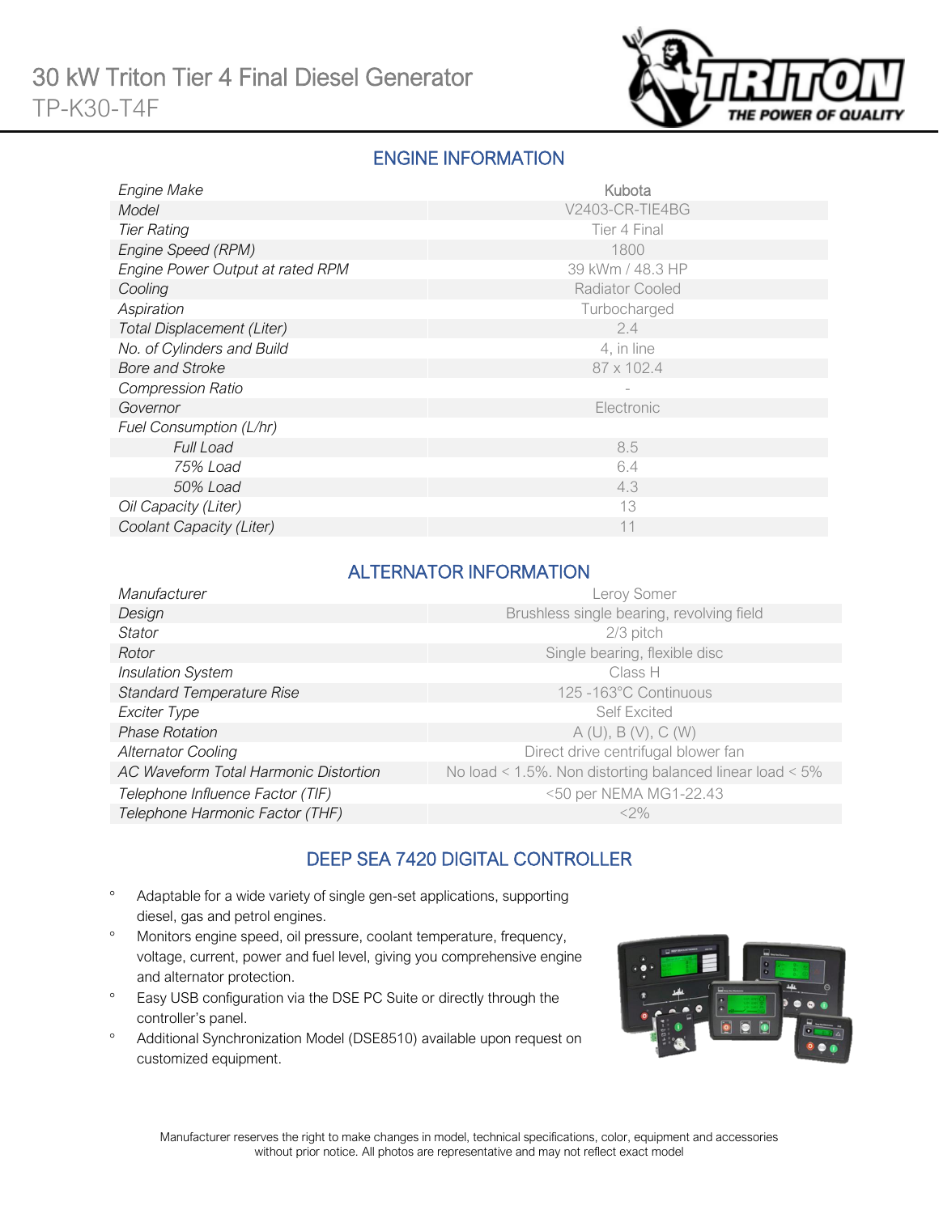# 30 kW Triton Tier 4 Final Diesel Generator

## TP-K30-T4F

### ENGINE INFORMATION

| | |
|---|---|
| *Engine Make* | Kubota |
| *Model* | V2403-CR-TIE4BG |
| *Tier Rating* | Tier 4 Final |
| *Engine Speed (RPM)* | 1800 |
| *Engine Power Output at rated RPM* | 39 kWm / 48.3 HP |
| *Cooling* | Radiator Cooled |
| *Aspiration* | Turbocharged |
| *Total Displacement (Liter)* | 2.4 |
| *No. of Cylinders and Build* | 4, in line |
| *Bore and Stroke* | 87 x 102.4 |
| *Compression Ratio* | - |
| *Governor* | Electronic |
| *Fuel Consumption (L/hr)* | |
| *Full Load* | 8.5 |
| *75% Load* | 6.4 |
| *50% Load* | 4.3 |
| *Oil Capacity (Liter)* | 13 |
| *Coolant Capacity (Liter)* | 11 |

### ALTERNATOR INFORMATION

| | |
|---|---|
| *Manufacturer* | Leroy Somer |
| *Design* | Brushless single bearing, revolving field |
| *Stator* | 2/3 pitch |
| *Rotor* | Single bearing, flexible disc |
| *Insulation System* | Class H |
| *Standard Temperature Rise* | 125 -163°C Continuous |
| *Exciter Type* | Self Excited |
| *Phase Rotation* | A (U), B (V), C (W) |
| *Alternator Cooling* | Direct drive centrifugal blower fan |
| *AC Waveform Total Harmonic Distortion* | No load < 1.5%. Non distorting balanced linear load < 5% |
| *Telephone Influence Factor (TIF)* | <50 per NEMA MG1-22.43 |
| *Telephone Harmonic Factor (THF)* | <2% |

### DEEP SEA 7420 DIGITAL CONTROLLER

- Adaptable for a wide variety of single gen-set applications, supporting diesel, gas and petrol engines.
- Monitors engine speed, oil pressure, coolant temperature, frequency, voltage, current, power and fuel level, giving you comprehensive engine and alternator protection.
- Easy USB configuration via the DSE PC Suite or directly through the controller's panel.
- Additional Synchronization Model (DSE8510) available upon request on customized equipment.

Manufacturer reserves the right to make changes in model, technical specifications, color, equipment and accessories without prior notice. All photos are representative and may not reflect exact model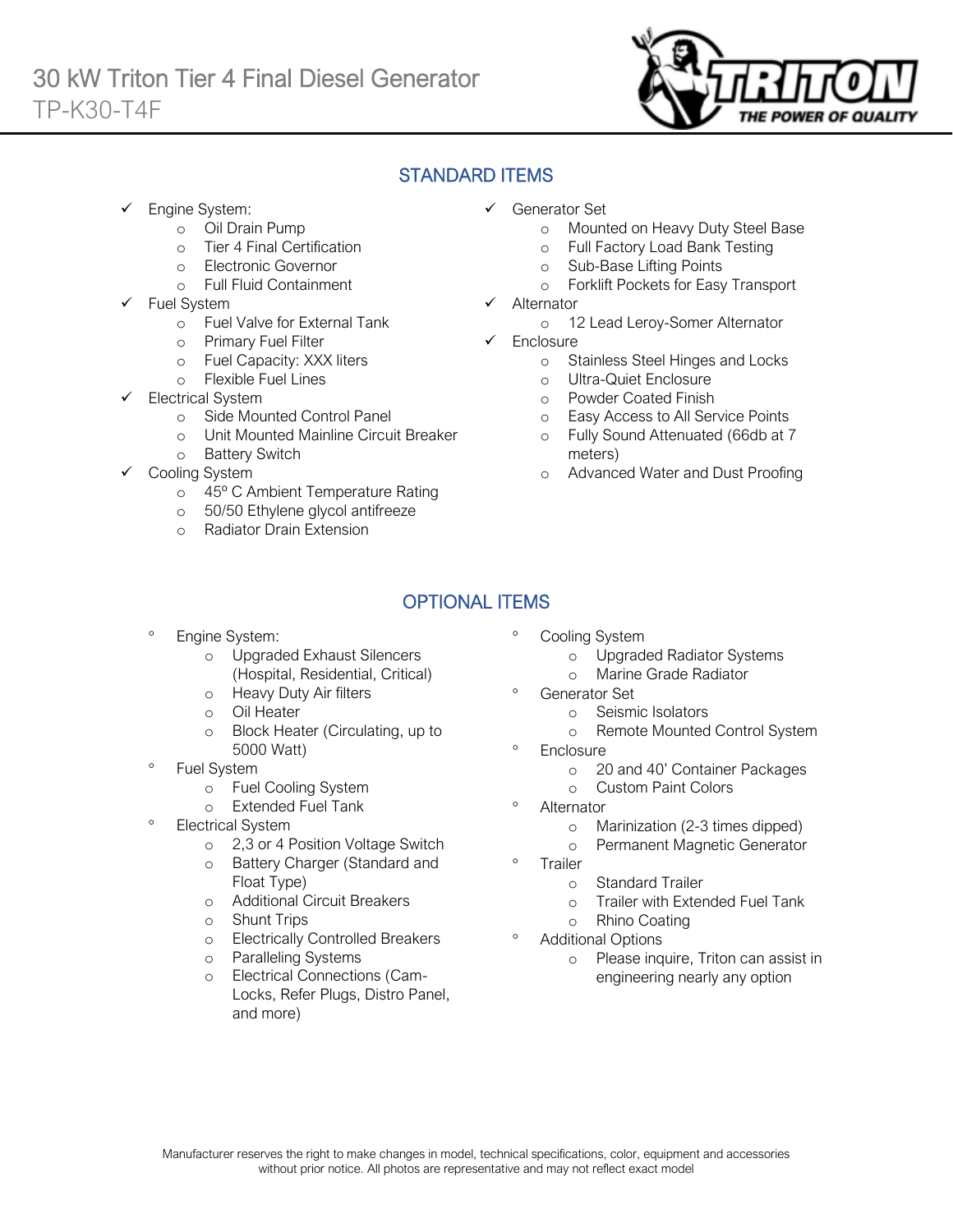# 30 kW Triton Tier 4 Final Diesel Generator

TP-K30-T4F

## STANDARD ITEMS

- ✓ Engine System:
  - Oil Drain Pump
  - Tier 4 Final Certification
  - Electronic Governor
  - Full Fluid Containment
- ✓ Fuel System
  - Fuel Valve for External Tank
  - Primary Fuel Filter
  - Fuel Capacity: XXX liters
  - Flexible Fuel Lines
- ✓ Electrical System
  - Side Mounted Control Panel
  - Unit Mounted Mainline Circuit Breaker
  - Battery Switch
- ✓ Cooling System
  - 45º C Ambient Temperature Rating
  - 50/50 Ethylene glycol antifreeze
  - Radiator Drain Extension
- ✓ Generator Set
  - Mounted on Heavy Duty Steel Base
  - Full Factory Load Bank Testing
  - Sub-Base Lifting Points
  - Forklift Pockets for Easy Transport
- ✓ Alternator
  - 12 Lead Leroy-Somer Alternator
- ✓ Enclosure
  - Stainless Steel Hinges and Locks
  - Ultra-Quiet Enclosure
  - Powder Coated Finish
  - Easy Access to All Service Points
  - Fully Sound Attenuated (66db at 7 meters)
  - Advanced Water and Dust Proofing

## OPTIONAL ITEMS

- Engine System:
  - Upgraded Exhaust Silencers (Hospital, Residential, Critical)
  - Heavy Duty Air filters
  - Oil Heater
  - Block Heater (Circulating, up to 5000 Watt)
- Fuel System
  - Fuel Cooling System
  - Extended Fuel Tank
- Electrical System
  - 2,3 or 4 Position Voltage Switch
  - Battery Charger (Standard and Float Type)
  - Additional Circuit Breakers
  - Shunt Trips
  - Electrically Controlled Breakers
  - Paralleling Systems
  - Electrical Connections (Cam-Locks, Refer Plugs, Distro Panel, and more)
- Cooling System
  - Upgraded Radiator Systems
  - Marine Grade Radiator
- Generator Set
  - Seismic Isolators
  - Remote Mounted Control System
- Enclosure
  - 20 and 40' Container Packages
  - Custom Paint Colors
- Alternator
  - Marinization (2-3 times dipped)
  - Permanent Magnetic Generator
- Trailer
  - Standard Trailer
  - Trailer with Extended Fuel Tank
  - Rhino Coating
- Additional Options
  - Please inquire, Triton can assist in engineering nearly any option

Manufacturer reserves the right to make changes in model, technical specifications, color, equipment and accessories without prior notice. All photos are representative and may not reflect exact model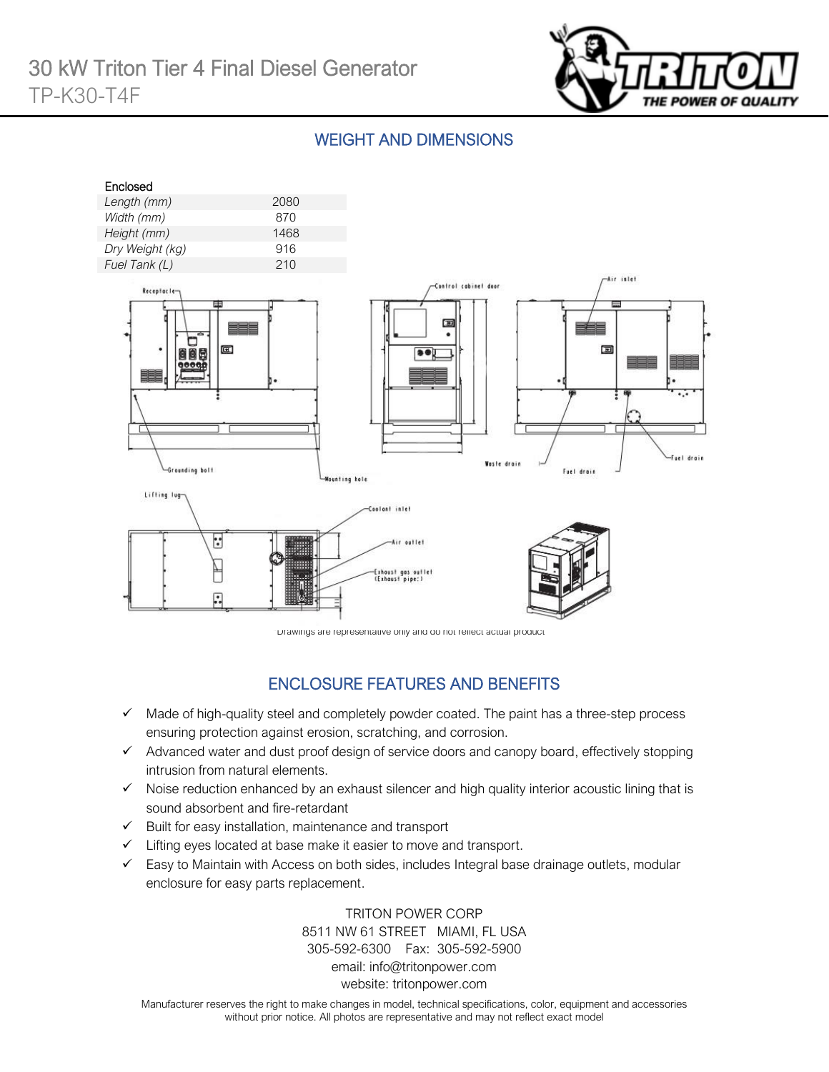# 30 kW Triton Tier 4 Final Diesel Generator

TP-K30-T4F

## WEIGHT AND DIMENSIONS

| Enclosed | |
|---|---|
| *Length (mm)* | 2080 |
| *Width (mm)* | 870 |
| *Height (mm)* | 1468 |
| *Dry Weight (kg)* | 916 |
| *Fuel Tank (L)* | 210 |

Receptacle

Control cabinet door

Air inlet

Grounding bolt

Mounting hole

Waste drain

Fuel drain

Fuel drain

Lifting lug

Coolant inlet

Air outlet

Exhaust gas outlet (Exhaust pipe:)

Drawings are representative only and do not reflect actual product

## ENCLOSURE FEATURES AND BENEFITS

- ✓ Made of high-quality steel and completely powder coated. The paint has a three-step process ensuring protection against erosion, scratching, and corrosion.
- ✓ Advanced water and dust proof design of service doors and canopy board, effectively stopping intrusion from natural elements.
- ✓ Noise reduction enhanced by an exhaust silencer and high quality interior acoustic lining that is sound absorbent and fire-retardant
- ✓ Built for easy installation, maintenance and transport
- ✓ Lifting eyes located at base make it easier to move and transport.
- ✓ Easy to Maintain with Access on both sides, includes Integral base drainage outlets, modular enclosure for easy parts replacement.

TRITON POWER CORP
8511 NW 61 STREET MIAMI, FL USA
305-592-6300 Fax: 305-592-5900
email: info@tritonpower.com
website: tritonpower.com

Manufacturer reserves the right to make changes in model, technical specifications, color, equipment and accessories without prior notice. All photos are representative and may not reflect exact model